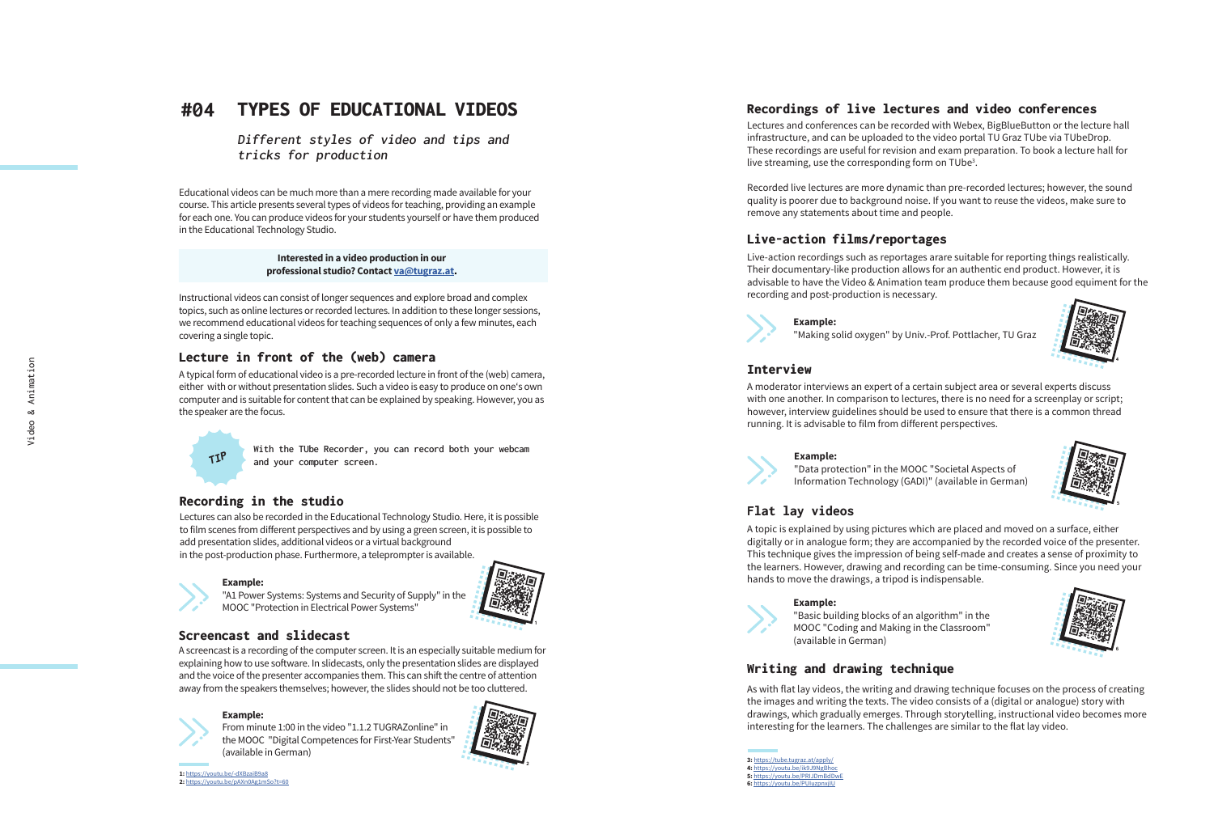# #04 TYPES OF EDUCATIONAL VIDEOS

*Different styles of video and tips and tricks for production*

Educational videos can be much more than a mere recording made available for your course. This article presents several types of videos for teaching, providing an example for each one. You can produce videos for your students yourself or have them produced in the Educational Technology Studio.

**Interested in a video production in our professional studio? Contact va@tugraz.at.**

Instructional videos can consist of longer sequences and explore broad and complex topics, such as online lectures or recorded lectures. In addition to these longer sessions, we recommend educational videos for teaching sequences of only a few minutes, each covering a single topic.

## Lecture in front of the (web) camera

A typical form of educational video is a pre-recorded lecture in front of the (web) camera, either with or without presentation slides. Such a video is easy to produce on one's own computer and is suitable for content that can be explained by speaking. However, you as the speaker are the focus.

TIP: With the TUbe Recorder, you can record both your webcam and your computer screen.

## Recording in the studio

Lectures can also be recorded in the Educational Technology Studio. Here, it is possible to film scenes from different perspectives and by using a green screen, it is possible to add presentation slides, additional videos or a virtual background in the post-production phase. Furthermore, a teleprompter is available.

**Example:**
"A1 Power Systems: Systems and Security of Supply" in the MOOC "Protection in Electrical Power Systems" [1]

## Screencast and slidecast

A screencast is a recording of the computer screen. It is an especially suitable medium for explaining how to use software. In slidecasts, only the presentation slides are displayed and the voice of the presenter accompanies them. This can shift the centre of attention away from the speakers themselves; however, the slides should not be too cluttered.

**Example:**
From minute 1:00 in the video "1.1.2 TUGRAZonline" in the MOOC "Digital Competences for First-Year Students" (available in German) [2]

1: https://youtu.be/-dXBzaiB9a8
2: https://youtu.be/pAXn0Ag1mSo?t=60

## Recordings of live lectures and video conferences

Lectures and conferences can be recorded with Webex, BigBlueButton or the lecture hall infrastructure, and can be uploaded to the video portal TU Graz TUbe via TUbeDrop. These recordings are useful for revision and exam preparation. To book a lecture hall for live streaming, use the corresponding form on TUbe[3].

Recorded live lectures are more dynamic than pre-recorded lectures; however, the sound quality is poorer due to background noise. If you want to reuse the videos, make sure to remove any statements about time and people.

## Live-action films/reportages

Live-action recordings such as reportages arare suitable for reporting things realistically. Their documentary-like production allows for an authentic end product. However, it is advisable to have the Video & Animation team produce them because good equiment for the recording and post-production is necessary.

**Example:**
"Making solid oxygen" by Univ.-Prof. Pottlacher, TU Graz [4]

## Interview

A moderator interviews an expert of a certain subject area or several experts discuss with one another. In comparison to lectures, there is no need for a screenplay or script; however, interview guidelines should be used to ensure that there is a common thread running. It is advisable to film from different perspectives.

**Example:**
"Data protection" in the MOOC "Societal Aspects of Information Technology (GADI)" (available in German) [5]

## Flat lay videos

A topic is explained by using pictures which are placed and moved on a surface, either digitally or in analogue form; they are accompanied by the recorded voice of the presenter. This technique gives the impression of being self-made and creates a sense of proximity to the learners. However, drawing and recording can be time-consuming. Since you need your hands to move the drawings, a tripod is indispensable.

**Example:**
"Basic building blocks of an algorithm" in the MOOC "Coding and Making in the Classroom" (available in German) [6]

## Writing and drawing technique

As with flat lay videos, the writing and drawing technique focuses on the process of creating the images and writing the texts. The video consists of a (digital or analogue) story with drawings, which gradually emerges. Through storytelling, instructional video becomes more interesting for the learners. The challenges are similar to the flat lay video.

3: https://tube.tugraz.at/apply/
4: https://youtu.be/ik9J9Ng8hoc
5: https://youtu.be/PRIJDmBdDwE
6: https://youtu.be/PUluzpnxjlU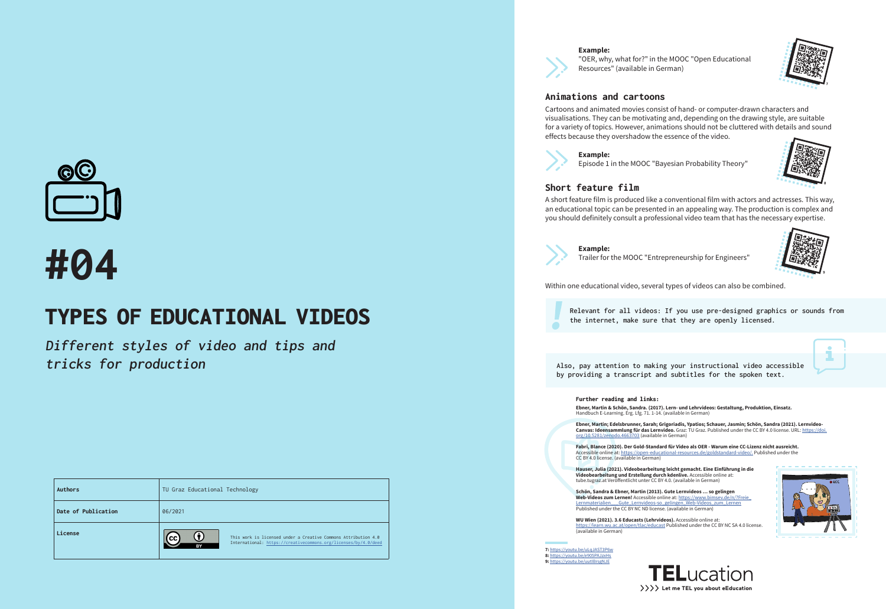# #04

# TYPES OF EDUCATIONAL VIDEOS

*Different styles of video and tips and tricks for production*

| | |
|---|---|
| **Authors** | TU Graz Educational Technology |
| **Date of Publication** | 06/2021 |
| **License** | This work is licensed under a Creative Commons Attribution 4.0 International: https://creativecommons.org/licenses/by/4.0/deed |

**Example:**
"OER, why, what for?" in the MOOC "Open Educational Resources" (available in German)

### Animations and cartoons

Cartoons and animated movies consist of hand- or computer-drawn characters and visualisations. They can be motivating and, depending on the drawing style, are suitable for a variety of topics. However, animations should not be cluttered with details and sound effects because they overshadow the essence of the video.

**Example:**
Episode 1 in the MOOC "Bayesian Probability Theory"

### Short feature film

A short feature film is produced like a conventional film with actors and actresses. This way, an educational topic can be presented in an appealing way. The production is complex and you should definitely consult a professional video team that has the necessary expertise.

**Example:**
Trailer for the MOOC "Entrepreneurship for Engineers"

Within one educational video, several types of videos can also be combined.

Relevant for all videos: If you use pre-designed graphics or sounds from the internet, make sure that they are openly licensed.

Also, pay attention to making your instructional video accessible by providing a transcript and subtitles for the spoken text.

**Further reading and links:**

**Ebner, Martin & Schön, Sandra. (2017). Lern- und Lehrvideos: Gestaltung, Produktion, Einsatz.** Handbuch E-Learning. Erg. Lfg. 71. 1-14. (available in German)

**Ebner, Martin; Edelsbrunner, Sarah; Grigoriadis, Ypatios; Schauer, Jasmin; Schön, Sandra (2021). Lernvideo-Canvas: Ideensammlung für das Lernvideo.** Graz: TU Graz. Published under the CC BY 4.0 license. URL: https://doi.org/10.5281/zenodo.4663703 (available in German)

**Fabri, Blanca (2020). Der Gold-Standard für Video als OER - Warum eine CC-Lizenz nicht ausreicht.** Accessible online at: https://open-educational-resources.de/goldstandard-video/. Published under the CC BY 4.0 license. (available in German)

**Hauser, Julia (2021). Videobearbeitung leicht gemacht. Eine Einführung in die Videobearbeitung und Erstellung durch kdenlive.** Accessible online at: tube.tugraz.at Veröffentlicht unter CC BY 4.0. (available in German)

**Schön, Sandra & Ebner, Martin (2013). Gute Lernvideos … so gelingen Web-Videos zum Lernen!** Accessible online at: https://www.bimsev.de/n/?Freie_Lernmaterialien___Gute_Lernvideos-so_gelingen_Web-Videos_zum_Lernen Published under the CC BY NC ND license. (available in German)

**WU Wien (2021). 3.6 Educasts (Lehrvideos).** Accessible online at: https://learn.wu.ac.at/open/tlac/educast Published under the CC BY NC SA 4.0 license. (available in German)

7: https://youtu.be/uLqJAST3P6w
8: https://youtu.be/e905PAJzxHs
9: https://youtu.be/uutlBrsgNJE

**TEL**ucation
›››› Let me TEL you about eEducation